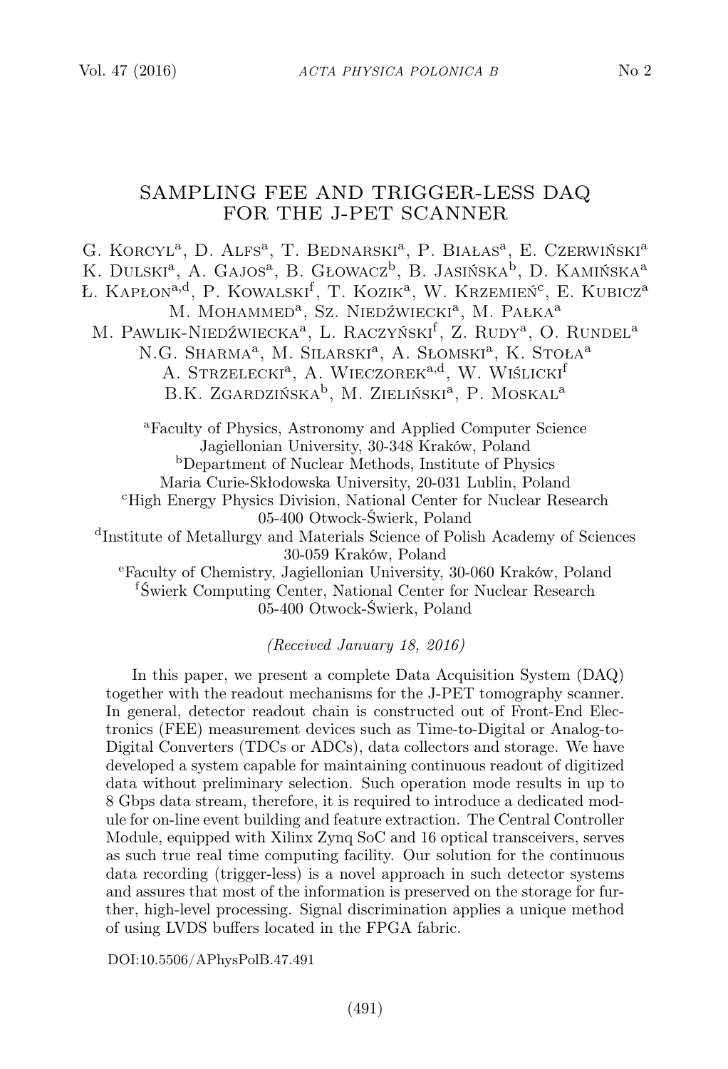# SAMPLING FEE AND TRIGGER-LESS DAQ FOR THE J-PET SCANNER

G. Korcyl[a], D. Alfs[a], T. Bednarski[a], P. Białas[a], E. Czerwiński[a]
K. Dulski[a], A. Gajos[a], B. Głowacz[b], B. Jasińska[b], D. Kamińska[a]
Ł. Kapłon[a,d], P. Kowalski[f], T. Kozik[a], W. Krzemień[c], E. Kubicz[a]
M. Mohammed[a], Sz. Niedźwiecki[a], M. Pałka[a]
M. Pawlik-Niedźwiecka[a], L. Raczyński[f], Z. Rudy[a], O. Rundel[a]
N.G. Sharma[a], M. Silarski[a], A. Słomski[a], K. Stoła[a]
A. Strzelecki[a], A. Wieczorek[a,d], W. Wiślicki[f]
B.K. Zgardzińska[b], M. Zieliński[a], P. Moskal[a]

[a]Faculty of Physics, Astronomy and Applied Computer Science
Jagiellonian University, 30-348 Kraków, Poland
[b]Department of Nuclear Methods, Institute of Physics
Maria Curie-Skłodowska University, 20-031 Lublin, Poland
[c]High Energy Physics Division, National Center for Nuclear Research
05-400 Otwock-Świerk, Poland
[d]Institute of Metallurgy and Materials Science of Polish Academy of Sciences
30-059 Kraków, Poland
[e]Faculty of Chemistry, Jagiellonian University, 30-060 Kraków, Poland
[f]Świerk Computing Center, National Center for Nuclear Research
05-400 Otwock-Świerk, Poland

*(Received January 18, 2016)*

In this paper, we present a complete Data Acquisition System (DAQ) together with the readout mechanisms for the J-PET tomography scanner. In general, detector readout chain is constructed out of Front-End Electronics (FEE) measurement devices such as Time-to-Digital or Analog-to-Digital Converters (TDCs or ADCs), data collectors and storage. We have developed a system capable for maintaining continuous readout of digitized data without preliminary selection. Such operation mode results in up to 8 Gbps data stream, therefore, it is required to introduce a dedicated module for on-line event building and feature extraction. The Central Controller Module, equipped with Xilinx Zynq SoC and 16 optical transceivers, serves as such true real time computing facility. Our solution for the continuous data recording (trigger-less) is a novel approach in such detector systems and assures that most of the information is preserved on the storage for further, high-level processing. Signal discrimination applies a unique method of using LVDS buffers located in the FPGA fabric.

DOI:10.5506/APhysPolB.47.491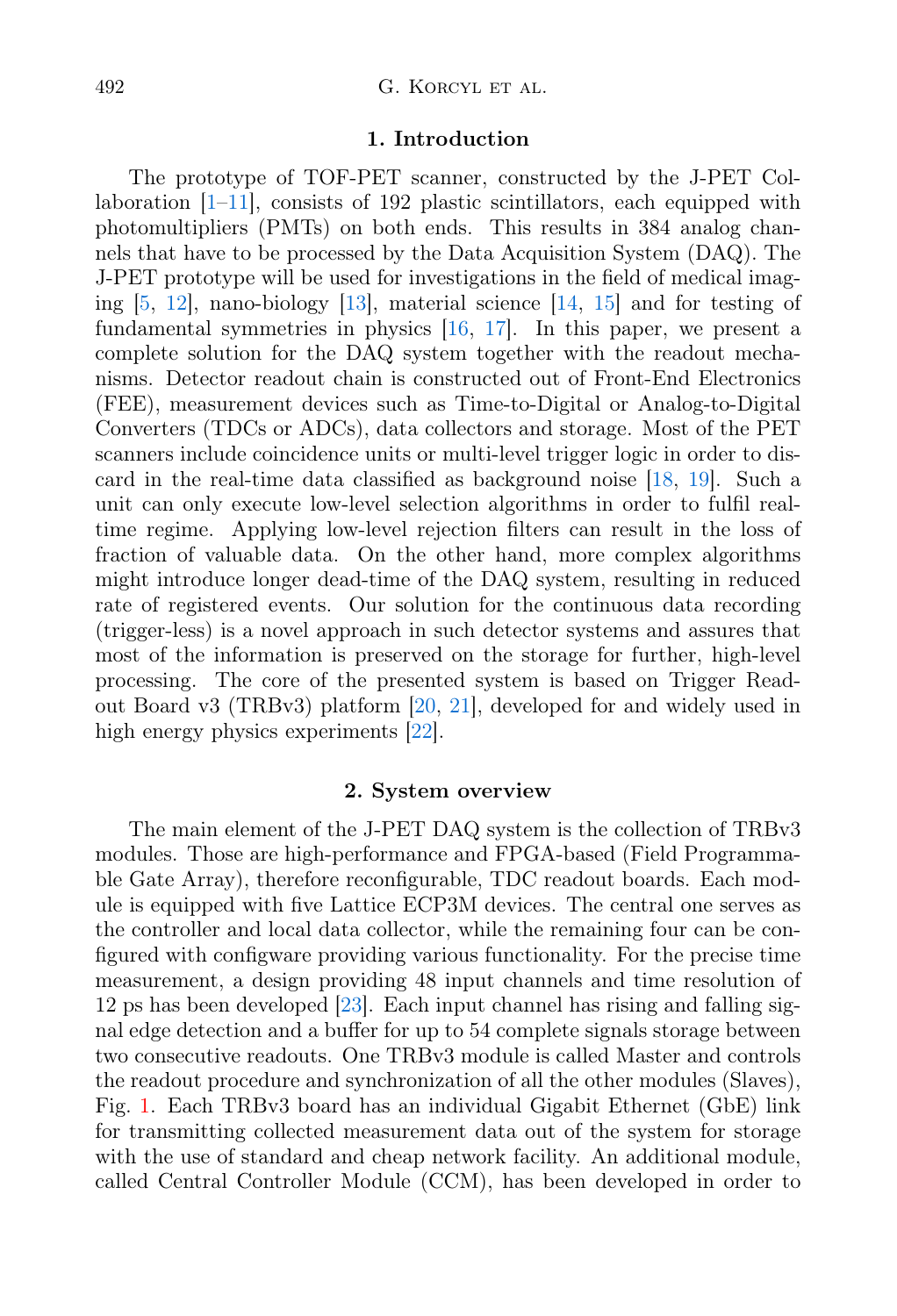## 1. Introduction

The prototype of TOF-PET scanner, constructed by the J-PET Collaboration [1–11], consists of 192 plastic scintillators, each equipped with photomultipliers (PMTs) on both ends. This results in 384 analog channels that have to be processed by the Data Acquisition System (DAQ). The J-PET prototype will be used for investigations in the field of medical imaging [5, 12], nano-biology [13], material science [14, 15] and for testing of fundamental symmetries in physics [16, 17]. In this paper, we present a complete solution for the DAQ system together with the readout mechanisms. Detector readout chain is constructed out of Front-End Electronics (FEE), measurement devices such as Time-to-Digital or Analog-to-Digital Converters (TDCs or ADCs), data collectors and storage. Most of the PET scanners include coincidence units or multi-level trigger logic in order to discard in the real-time data classified as background noise [18, 19]. Such a unit can only execute low-level selection algorithms in order to fulfil real-time regime. Applying low-level rejection filters can result in the loss of fraction of valuable data. On the other hand, more complex algorithms might introduce longer dead-time of the DAQ system, resulting in reduced rate of registered events. Our solution for the continuous data recording (trigger-less) is a novel approach in such detector systems and assures that most of the information is preserved on the storage for further, high-level processing. The core of the presented system is based on Trigger Readout Board v3 (TRBv3) platform [20, 21], developed for and widely used in high energy physics experiments [22].

## 2. System overview

The main element of the J-PET DAQ system is the collection of TRBv3 modules. Those are high-performance and FPGA-based (Field Programmable Gate Array), therefore reconfigurable, TDC readout boards. Each module is equipped with five Lattice ECP3M devices. The central one serves as the controller and local data collector, while the remaining four can be configured with configware providing various functionality. For the precise time measurement, a design providing 48 input channels and time resolution of 12 ps has been developed [23]. Each input channel has rising and falling signal edge detection and a buffer for up to 54 complete signals storage between two consecutive readouts. One TRBv3 module is called Master and controls the readout procedure and synchronization of all the other modules (Slaves), Fig. 1. Each TRBv3 board has an individual Gigabit Ethernet (GbE) link for transmitting collected measurement data out of the system for storage with the use of standard and cheap network facility. An additional module, called Central Controller Module (CCM), has been developed in order to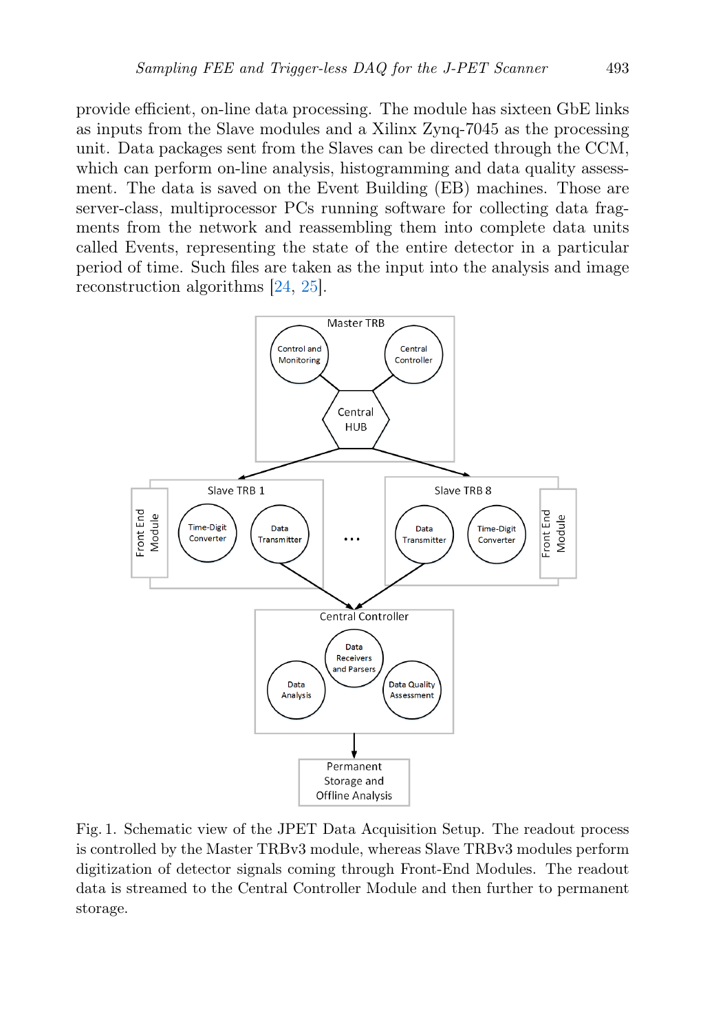provide efficient, on-line data processing. The module has sixteen GbE links as inputs from the Slave modules and a Xilinx Zynq-7045 as the processing unit. Data packages sent from the Slaves can be directed through the CCM, which can perform on-line analysis, histogramming and data quality assessment. The data is saved on the Event Building (EB) machines. Those are server-class, multiprocessor PCs running software for collecting data fragments from the network and reassembling them into complete data units called Events, representing the state of the entire detector in a particular period of time. Such files are taken as the input into the analysis and image reconstruction algorithms [24, 25].

Fig. 1. Schematic view of the JPET Data Acquisition Setup. The readout process is controlled by the Master TRBv3 module, whereas Slave TRBv3 modules perform digitization of detector signals coming through Front-End Modules. The readout data is streamed to the Central Controller Module and then further to permanent storage.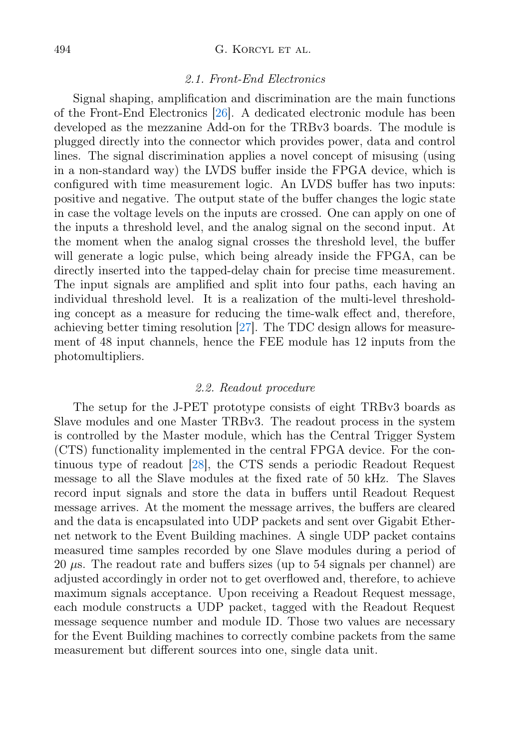### 2.1. Front-End Electronics

Signal shaping, amplification and discrimination are the main functions of the Front-End Electronics [26]. A dedicated electronic module has been developed as the mezzanine Add-on for the TRBv3 boards. The module is plugged directly into the connector which provides power, data and control lines. The signal discrimination applies a novel concept of misusing (using in a non-standard way) the LVDS buffer inside the FPGA device, which is configured with time measurement logic. An LVDS buffer has two inputs: positive and negative. The output state of the buffer changes the logic state in case the voltage levels on the inputs are crossed. One can apply on one of the inputs a threshold level, and the analog signal on the second input. At the moment when the analog signal crosses the threshold level, the buffer will generate a logic pulse, which being already inside the FPGA, can be directly inserted into the tapped-delay chain for precise time measurement. The input signals are amplified and split into four paths, each having an individual threshold level. It is a realization of the multi-level thresholding concept as a measure for reducing the time-walk effect and, therefore, achieving better timing resolution [27]. The TDC design allows for measurement of 48 input channels, hence the FEE module has 12 inputs from the photomultipliers.

### 2.2. Readout procedure

The setup for the J-PET prototype consists of eight TRBv3 boards as Slave modules and one Master TRBv3. The readout process in the system is controlled by the Master module, which has the Central Trigger System (CTS) functionality implemented in the central FPGA device. For the continuous type of readout [28], the CTS sends a periodic Readout Request message to all the Slave modules at the fixed rate of 50 kHz. The Slaves record input signals and store the data in buffers until Readout Request message arrives. At the moment the message arrives, the buffers are cleared and the data is encapsulated into UDP packets and sent over Gigabit Ethernet network to the Event Building machines. A single UDP packet contains measured time samples recorded by one Slave modules during a period of 20 $\mu$s. The readout rate and buffers sizes (up to 54 signals per channel) are adjusted accordingly in order not to get overflowed and, therefore, to achieve maximum signals acceptance. Upon receiving a Readout Request message, each module constructs a UDP packet, tagged with the Readout Request message sequence number and module ID. Those two values are necessary for the Event Building machines to correctly combine packets from the same measurement but different sources into one, single data unit.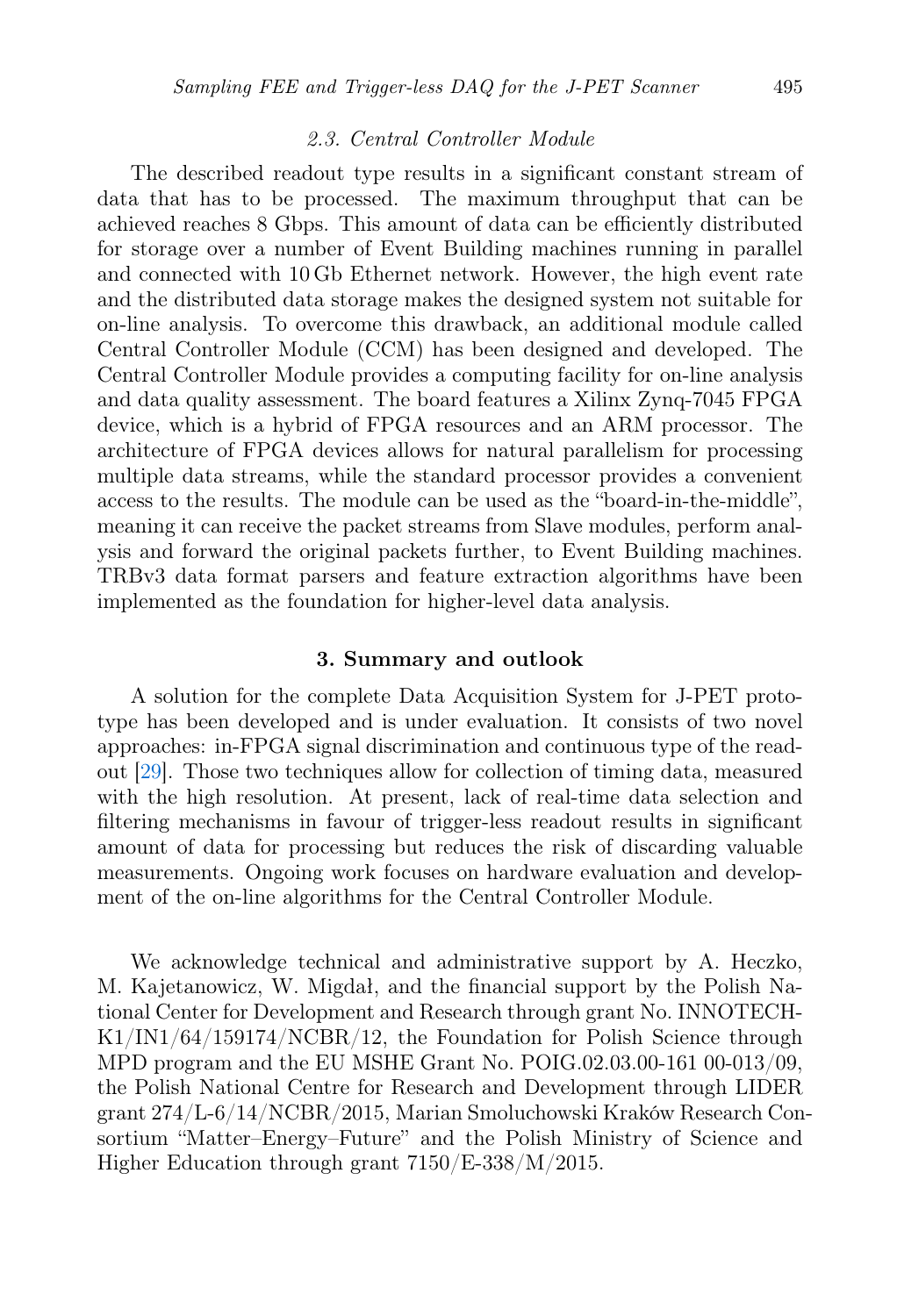### 2.3. Central Controller Module

The described readout type results in a significant constant stream of data that has to be processed. The maximum throughput that can be achieved reaches 8 Gbps. This amount of data can be efficiently distributed for storage over a number of Event Building machines running in parallel and connected with 10 Gb Ethernet network. However, the high event rate and the distributed data storage makes the designed system not suitable for on-line analysis. To overcome this drawback, an additional module called Central Controller Module (CCM) has been designed and developed. The Central Controller Module provides a computing facility for on-line analysis and data quality assessment. The board features a Xilinx Zynq-7045 FPGA device, which is a hybrid of FPGA resources and an ARM processor. The architecture of FPGA devices allows for natural parallelism for processing multiple data streams, while the standard processor provides a convenient access to the results. The module can be used as the "board-in-the-middle", meaning it can receive the packet streams from Slave modules, perform analysis and forward the original packets further, to Event Building machines. TRBv3 data format parsers and feature extraction algorithms have been implemented as the foundation for higher-level data analysis.

## 3. Summary and outlook

A solution for the complete Data Acquisition System for J-PET prototype has been developed and is under evaluation. It consists of two novel approaches: in-FPGA signal discrimination and continuous type of the readout [29]. Those two techniques allow for collection of timing data, measured with the high resolution. At present, lack of real-time data selection and filtering mechanisms in favour of trigger-less readout results in significant amount of data for processing but reduces the risk of discarding valuable measurements. Ongoing work focuses on hardware evaluation and development of the on-line algorithms for the Central Controller Module.

We acknowledge technical and administrative support by A. Heczko, M. Kajetanowicz, W. Migdał, and the financial support by the Polish National Center for Development and Research through grant No. INNOTECH-K1/IN1/64/159174/NCBR/12, the Foundation for Polish Science through MPD program and the EU MSHE Grant No. POIG.02.03.00-161 00-013/09, the Polish National Centre for Research and Development through LIDER grant 274/L-6/14/NCBR/2015, Marian Smoluchowski Kraków Research Consortium "Matter–Energy–Future" and the Polish Ministry of Science and Higher Education through grant 7150/E-338/M/2015.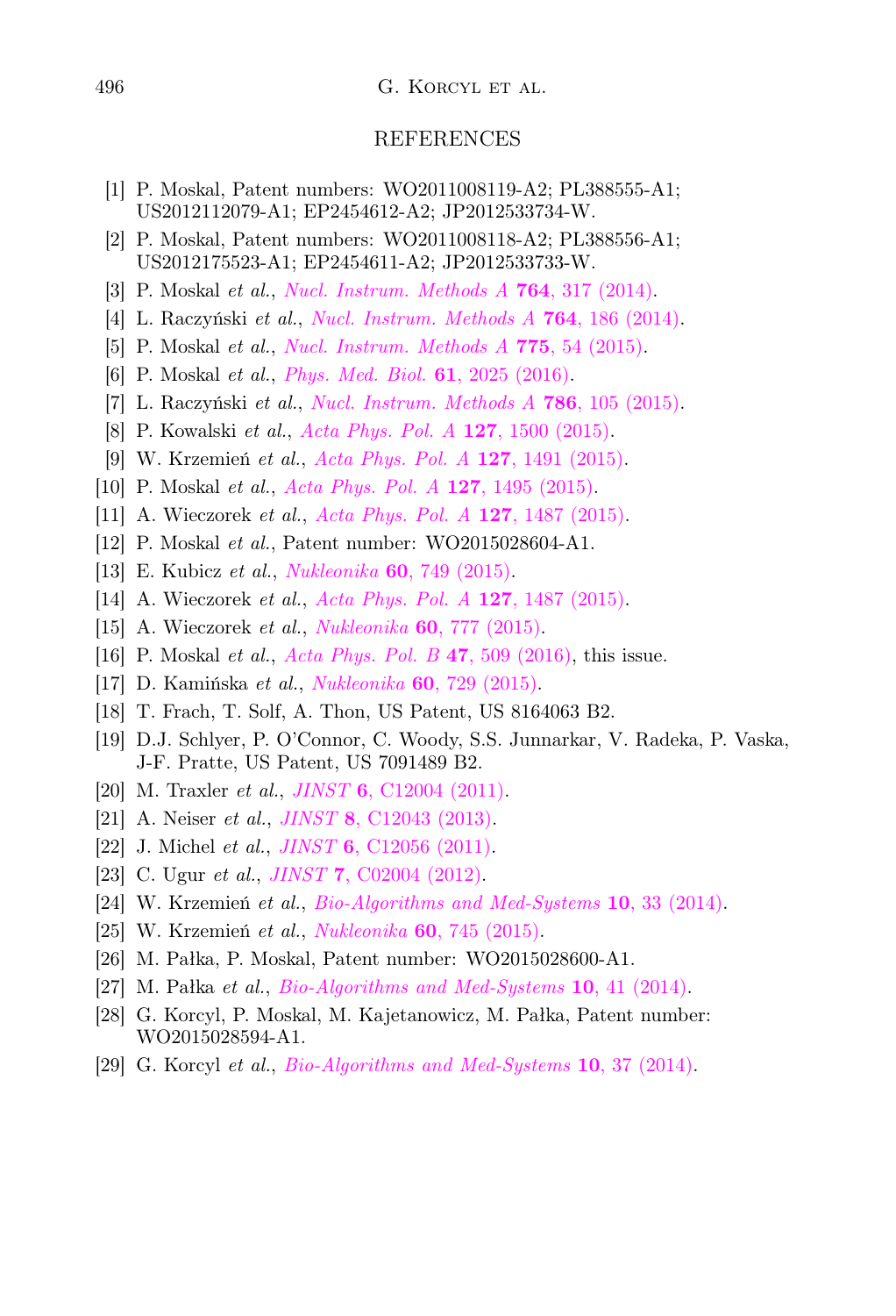## REFERENCES

[1] P. Moskal, Patent numbers: WO2011008119-A2; PL388555-A1; US2012112079-A1; EP2454612-A2; JP2012533734-W.

[2] P. Moskal, Patent numbers: WO2011008118-A2; PL388556-A1; US2012175523-A1; EP2454611-A2; JP2012533733-W.

[3] P. Moskal *et al.*, *Nucl. Instrum. Methods A* **764**, 317 (2014).

[4] L. Raczyński *et al.*, *Nucl. Instrum. Methods A* **764**, 186 (2014).

[5] P. Moskal *et al.*, *Nucl. Instrum. Methods A* **775**, 54 (2015).

[6] P. Moskal *et al.*, *Phys. Med. Biol.* **61**, 2025 (2016).

[7] L. Raczyński *et al.*, *Nucl. Instrum. Methods A* **786**, 105 (2015).

[8] P. Kowalski *et al.*, *Acta Phys. Pol. A* **127**, 1500 (2015).

[9] W. Krzemień *et al.*, *Acta Phys. Pol. A* **127**, 1491 (2015).

[10] P. Moskal *et al.*, *Acta Phys. Pol. A* **127**, 1495 (2015).

[11] A. Wieczorek *et al.*, *Acta Phys. Pol. A* **127**, 1487 (2015).

[12] P. Moskal *et al.*, Patent number: WO2015028604-A1.

[13] E. Kubicz *et al.*, *Nukleonika* **60**, 749 (2015).

[14] A. Wieczorek *et al.*, *Acta Phys. Pol. A* **127**, 1487 (2015).

[15] A. Wieczorek *et al.*, *Nukleonika* **60**, 777 (2015).

[16] P. Moskal *et al.*, *Acta Phys. Pol. B* **47**, 509 (2016), this issue.

[17] D. Kamińska *et al.*, *Nukleonika* **60**, 729 (2015).

[18] T. Frach, T. Solf, A. Thon, US Patent, US 8164063 B2.

[19] D.J. Schlyer, P. O'Connor, C. Woody, S.S. Junnarkar, V. Radeka, P. Vaska, J-F. Pratte, US Patent, US 7091489 B2.

[20] M. Traxler *et al.*, *JINST* **6**, C12004 (2011).

[21] A. Neiser *et al.*, *JINST* **8**, C12043 (2013).

[22] J. Michel *et al.*, *JINST* **6**, C12056 (2011).

[23] C. Ugur *et al.*, *JINST* **7**, C02004 (2012).

[24] W. Krzemień *et al.*, *Bio-Algorithms and Med-Systems* **10**, 33 (2014).

[25] W. Krzemień *et al.*, *Nukleonika* **60**, 745 (2015).

[26] M. Pałka, P. Moskal, Patent number: WO2015028600-A1.

[27] M. Pałka *et al.*, *Bio-Algorithms and Med-Systems* **10**, 41 (2014).

[28] G. Korcyl, P. Moskal, M. Kajetanowicz, M. Pałka, Patent number: WO2015028594-A1.

[29] G. Korcyl *et al.*, *Bio-Algorithms and Med-Systems* **10**, 37 (2014).